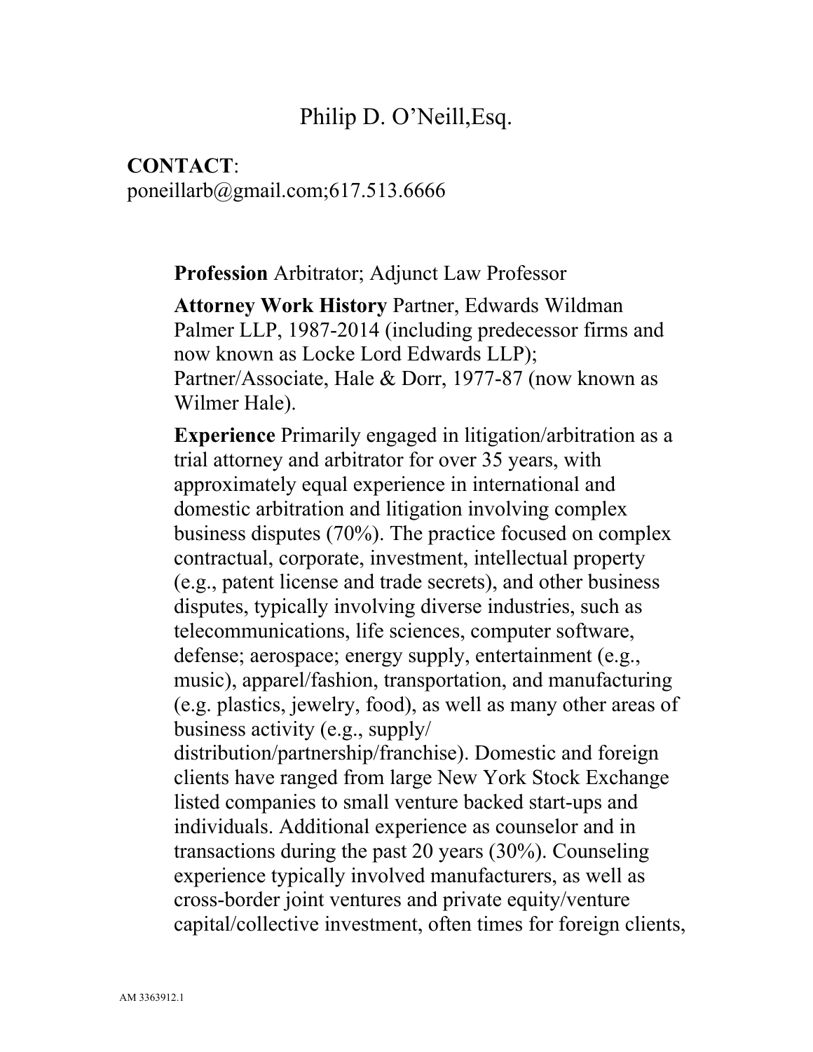# Philip D. O'Neill,Esq.

**CONTACT**:
poneillarb@gmail.com;617.513.6666

**Profession** Arbitrator; Adjunct Law Professor

**Attorney Work History** Partner, Edwards Wildman Palmer LLP, 1987-2014 (including predecessor firms and now known as Locke Lord Edwards LLP); Partner/Associate, Hale & Dorr, 1977-87 (now known as Wilmer Hale).

**Experience** Primarily engaged in litigation/arbitration as a trial attorney and arbitrator for over 35 years, with approximately equal experience in international and domestic arbitration and litigation involving complex business disputes (70%). The practice focused on complex contractual, corporate, investment, intellectual property (e.g., patent license and trade secrets), and other business disputes, typically involving diverse industries, such as telecommunications, life sciences, computer software, defense; aerospace; energy supply, entertainment (e.g., music), apparel/fashion, transportation, and manufacturing (e.g. plastics, jewelry, food), as well as many other areas of business activity (e.g., supply/ distribution/partnership/franchise). Domestic and foreign clients have ranged from large New York Stock Exchange listed companies to small venture backed start-ups and individuals. Additional experience as counselor and in transactions during the past 20 years (30%). Counseling experience typically involved manufacturers, as well as cross-border joint ventures and private equity/venture capital/collective investment, often times for foreign clients,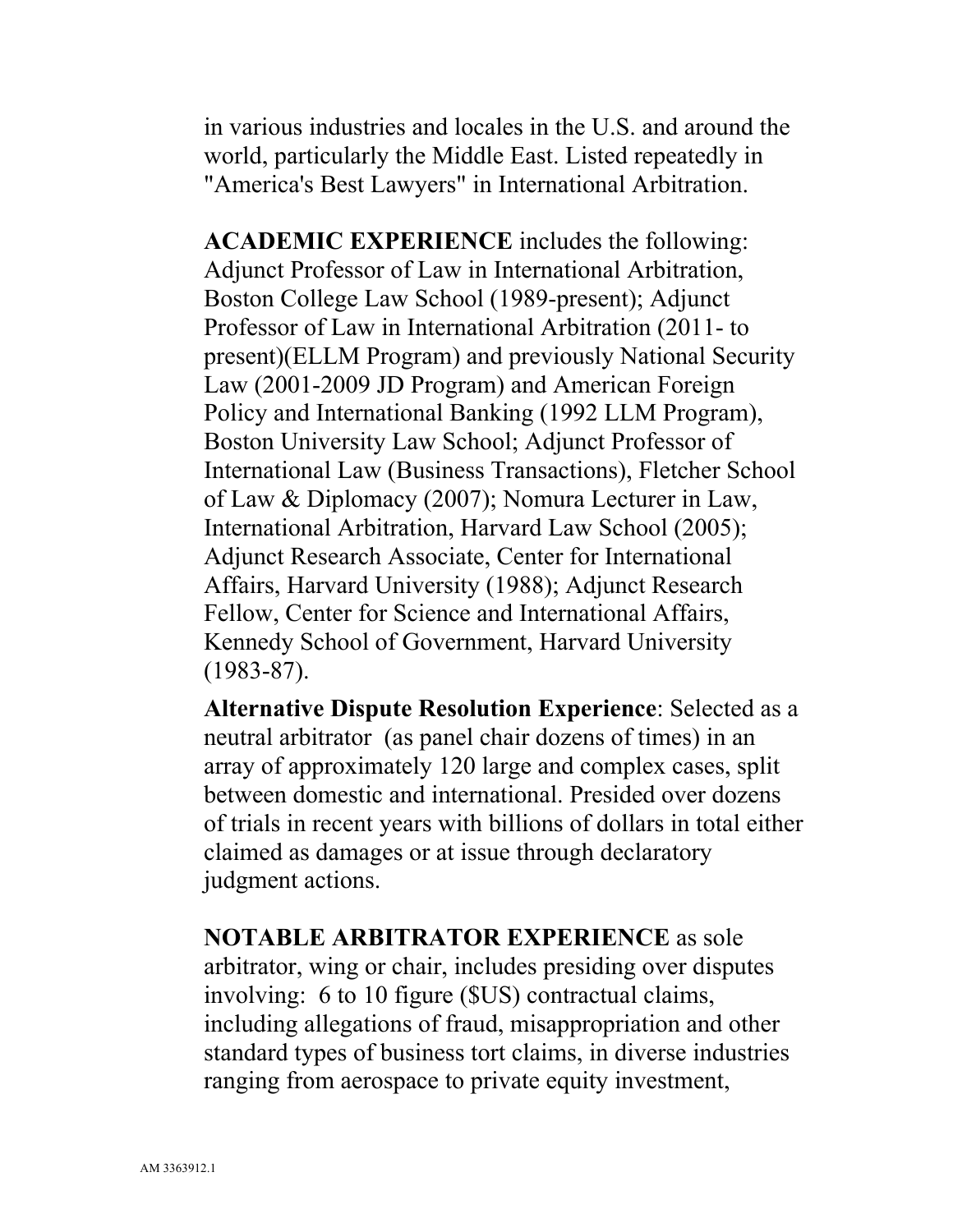in various industries and locales in the U.S. and around the world, particularly the Middle East. Listed repeatedly in "America's Best Lawyers" in International Arbitration.

**ACADEMIC EXPERIENCE** includes the following: Adjunct Professor of Law in International Arbitration, Boston College Law School (1989-present); Adjunct Professor of Law in International Arbitration (2011- to present)(ELLM Program) and previously National Security Law (2001-2009 JD Program) and American Foreign Policy and International Banking (1992 LLM Program), Boston University Law School; Adjunct Professor of International Law (Business Transactions), Fletcher School of Law & Diplomacy (2007); Nomura Lecturer in Law, International Arbitration, Harvard Law School (2005); Adjunct Research Associate, Center for International Affairs, Harvard University (1988); Adjunct Research Fellow, Center for Science and International Affairs, Kennedy School of Government, Harvard University (1983-87).

**Alternative Dispute Resolution Experience**: Selected as a neutral arbitrator (as panel chair dozens of times) in an array of approximately 120 large and complex cases, split between domestic and international. Presided over dozens of trials in recent years with billions of dollars in total either claimed as damages or at issue through declaratory judgment actions.

**NOTABLE ARBITRATOR EXPERIENCE** as sole arbitrator, wing or chair, includes presiding over disputes involving: 6 to 10 figure ($US) contractual claims, including allegations of fraud, misappropriation and other standard types of business tort claims, in diverse industries ranging from aerospace to private equity investment,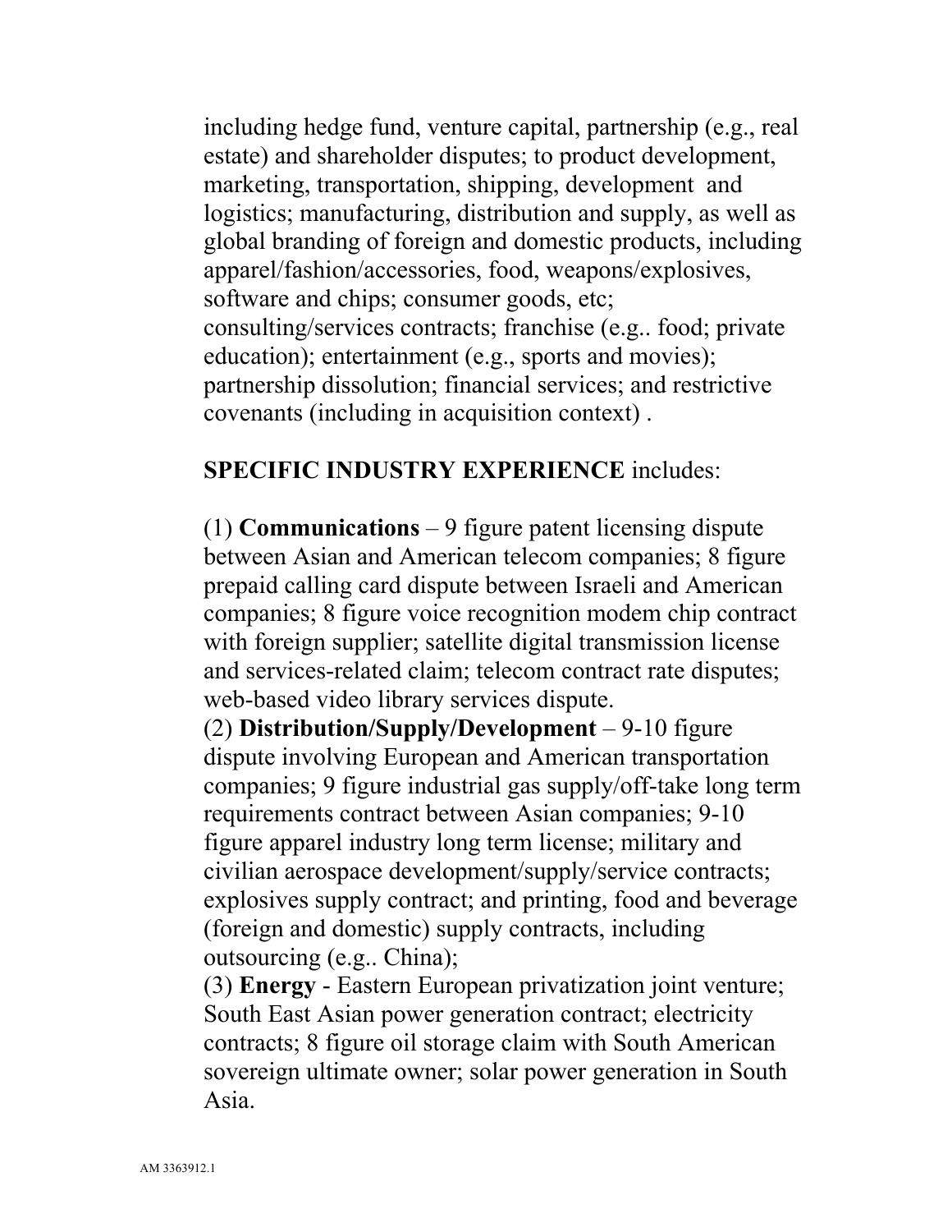including hedge fund, venture capital, partnership (e.g., real estate) and shareholder disputes; to product development, marketing, transportation, shipping, development and logistics; manufacturing, distribution and supply, as well as global branding of foreign and domestic products, including apparel/fashion/accessories, food, weapons/explosives, software and chips; consumer goods, etc; consulting/services contracts; franchise (e.g.. food; private education); entertainment (e.g., sports and movies); partnership dissolution; financial services; and restrictive covenants (including in acquisition context) .

**SPECIFIC INDUSTRY EXPERIENCE** includes:

(1) **Communications** – 9 figure patent licensing dispute between Asian and American telecom companies; 8 figure prepaid calling card dispute between Israeli and American companies; 8 figure voice recognition modem chip contract with foreign supplier; satellite digital transmission license and services-related claim; telecom contract rate disputes; web-based video library services dispute.
(2) **Distribution/Supply/Development** – 9-10 figure dispute involving European and American transportation companies; 9 figure industrial gas supply/off-take long term requirements contract between Asian companies; 9-10 figure apparel industry long term license; military and civilian aerospace development/supply/service contracts; explosives supply contract; and printing, food and beverage (foreign and domestic) supply contracts, including outsourcing (e.g.. China);
(3) **Energy** - Eastern European privatization joint venture; South East Asian power generation contract; electricity contracts; 8 figure oil storage claim with South American sovereign ultimate owner; solar power generation in South Asia.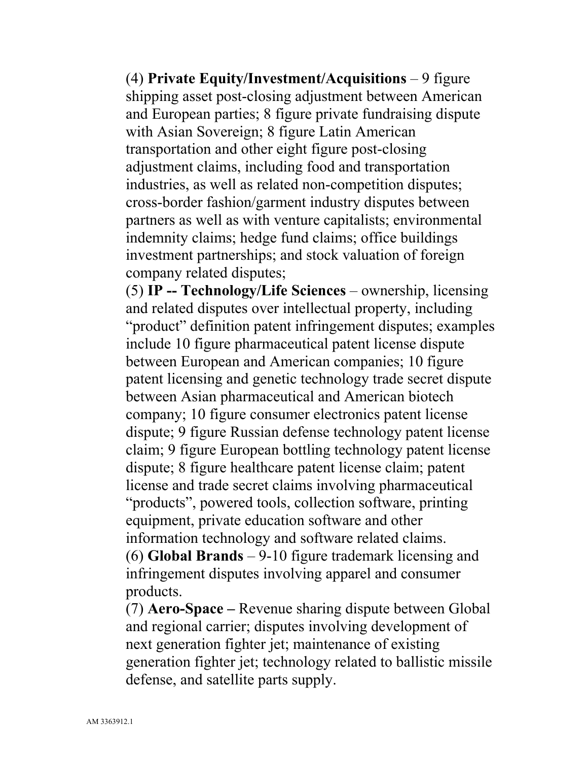(4) **Private Equity/Investment/Acquisitions** – 9 figure shipping asset post-closing adjustment between American and European parties; 8 figure private fundraising dispute with Asian Sovereign; 8 figure Latin American transportation and other eight figure post-closing adjustment claims, including food and transportation industries, as well as related non-competition disputes; cross-border fashion/garment industry disputes between partners as well as with venture capitalists; environmental indemnity claims; hedge fund claims; office buildings investment partnerships; and stock valuation of foreign company related disputes;

(5) **IP -- Technology/Life Sciences** – ownership, licensing and related disputes over intellectual property, including "product" definition patent infringement disputes; examples include 10 figure pharmaceutical patent license dispute between European and American companies; 10 figure patent licensing and genetic technology trade secret dispute between Asian pharmaceutical and American biotech company; 10 figure consumer electronics patent license dispute; 9 figure Russian defense technology patent license claim; 9 figure European bottling technology patent license dispute; 8 figure healthcare patent license claim; patent license and trade secret claims involving pharmaceutical "products", powered tools, collection software, printing equipment, private education software and other information technology and software related claims.

(6) **Global Brands** – 9-10 figure trademark licensing and infringement disputes involving apparel and consumer products.

(7) **Aero-Space –** Revenue sharing dispute between Global and regional carrier; disputes involving development of next generation fighter jet; maintenance of existing generation fighter jet; technology related to ballistic missile defense, and satellite parts supply.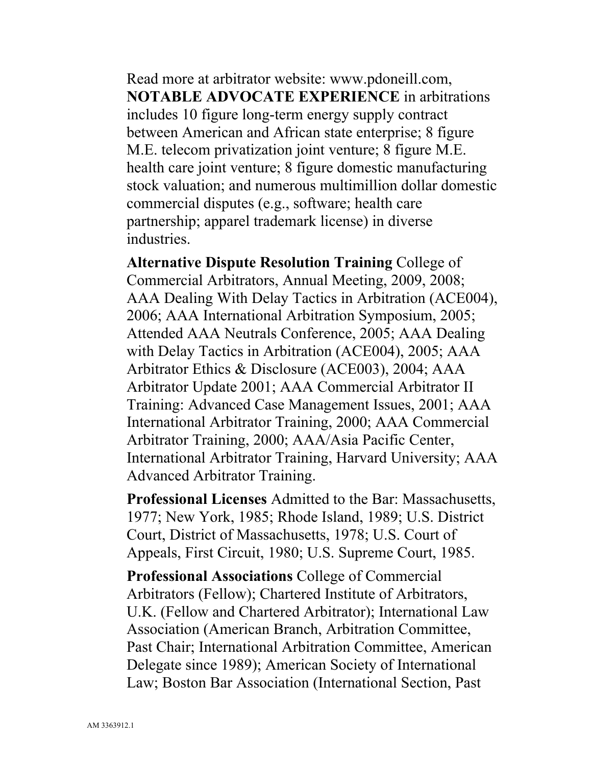Read more at arbitrator website: www.pdoneill.com, **NOTABLE ADVOCATE EXPERIENCE** in arbitrations includes 10 figure long-term energy supply contract between American and African state enterprise; 8 figure M.E. telecom privatization joint venture; 8 figure M.E. health care joint venture; 8 figure domestic manufacturing stock valuation; and numerous multimillion dollar domestic commercial disputes (e.g., software; health care partnership; apparel trademark license) in diverse industries.

**Alternative Dispute Resolution Training** College of Commercial Arbitrators, Annual Meeting, 2009, 2008; AAA Dealing With Delay Tactics in Arbitration (ACE004), 2006; AAA International Arbitration Symposium, 2005; Attended AAA Neutrals Conference, 2005; AAA Dealing with Delay Tactics in Arbitration (ACE004), 2005; AAA Arbitrator Ethics & Disclosure (ACE003), 2004; AAA Arbitrator Update 2001; AAA Commercial Arbitrator II Training: Advanced Case Management Issues, 2001; AAA International Arbitrator Training, 2000; AAA Commercial Arbitrator Training, 2000; AAA/Asia Pacific Center, International Arbitrator Training, Harvard University; AAA Advanced Arbitrator Training.

**Professional Licenses** Admitted to the Bar: Massachusetts, 1977; New York, 1985; Rhode Island, 1989; U.S. District Court, District of Massachusetts, 1978; U.S. Court of Appeals, First Circuit, 1980; U.S. Supreme Court, 1985.

**Professional Associations** College of Commercial Arbitrators (Fellow); Chartered Institute of Arbitrators, U.K. (Fellow and Chartered Arbitrator); International Law Association (American Branch, Arbitration Committee, Past Chair; International Arbitration Committee, American Delegate since 1989); American Society of International Law; Boston Bar Association (International Section, Past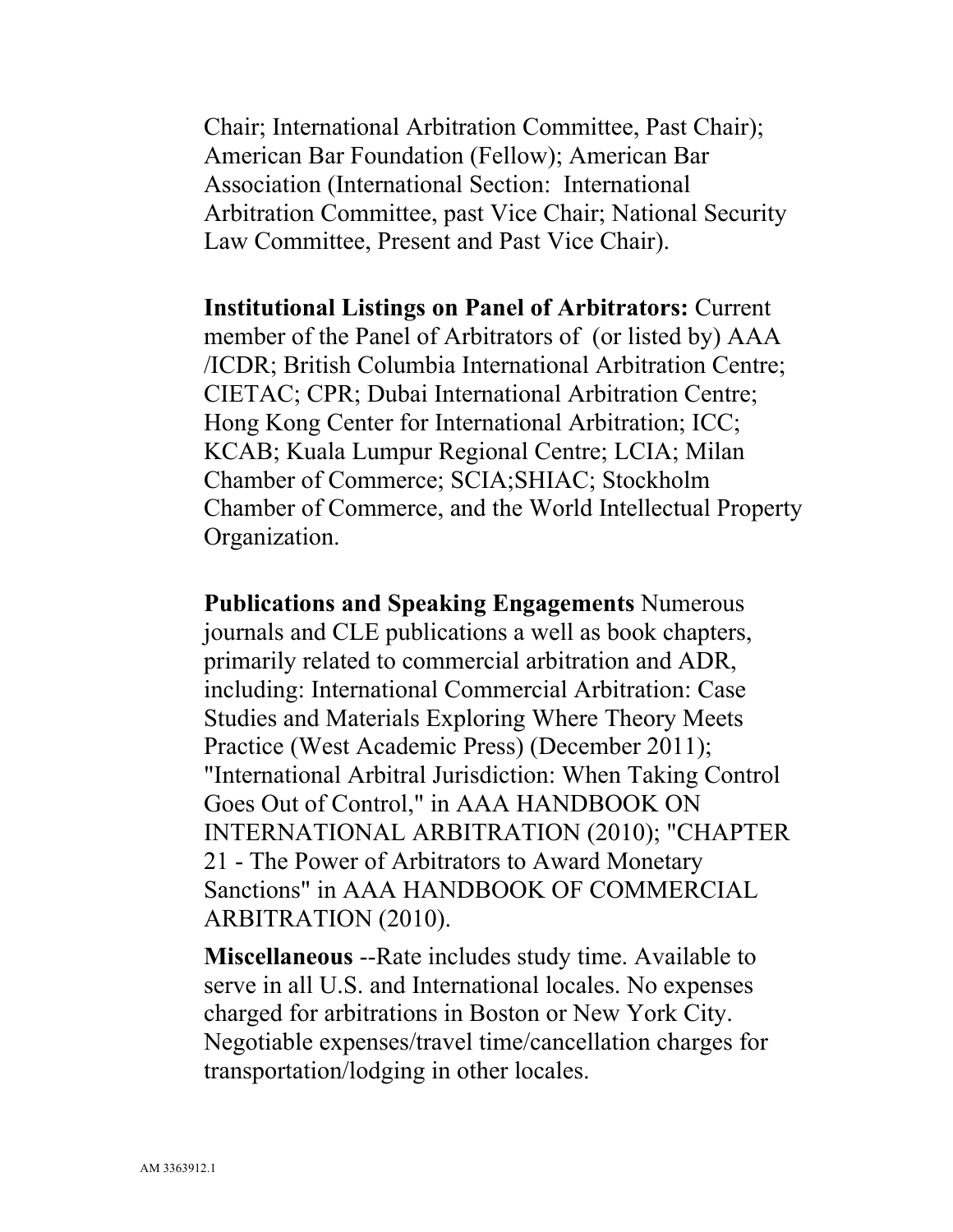Chair; International Arbitration Committee, Past Chair); American Bar Foundation (Fellow); American Bar Association (International Section: International Arbitration Committee, past Vice Chair; National Security Law Committee, Present and Past Vice Chair).

**Institutional Listings on Panel of Arbitrators:** Current member of the Panel of Arbitrators of (or listed by) AAA /ICDR; British Columbia International Arbitration Centre; CIETAC; CPR; Dubai International Arbitration Centre; Hong Kong Center for International Arbitration; ICC; KCAB; Kuala Lumpur Regional Centre; LCIA; Milan Chamber of Commerce; SCIA;SHIAC; Stockholm Chamber of Commerce, and the World Intellectual Property Organization.

**Publications and Speaking Engagements** Numerous journals and CLE publications a well as book chapters, primarily related to commercial arbitration and ADR, including: International Commercial Arbitration: Case Studies and Materials Exploring Where Theory Meets Practice (West Academic Press) (December 2011); "International Arbitral Jurisdiction: When Taking Control Goes Out of Control," in AAA HANDBOOK ON INTERNATIONAL ARBITRATION (2010); "CHAPTER 21 - The Power of Arbitrators to Award Monetary Sanctions" in AAA HANDBOOK OF COMMERCIAL ARBITRATION (2010).

**Miscellaneous** --Rate includes study time. Available to serve in all U.S. and International locales. No expenses charged for arbitrations in Boston or New York City. Negotiable expenses/travel time/cancellation charges for transportation/lodging in other locales.

AM 3363912.1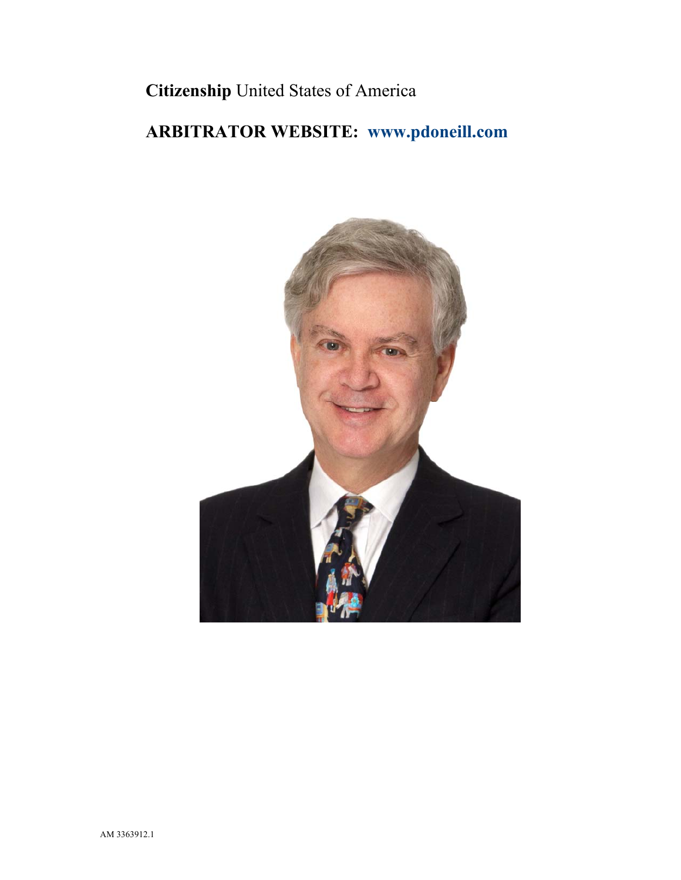**Citizenship** United States of America

**ARBITRATOR WEBSITE: www.pdoneill.com**